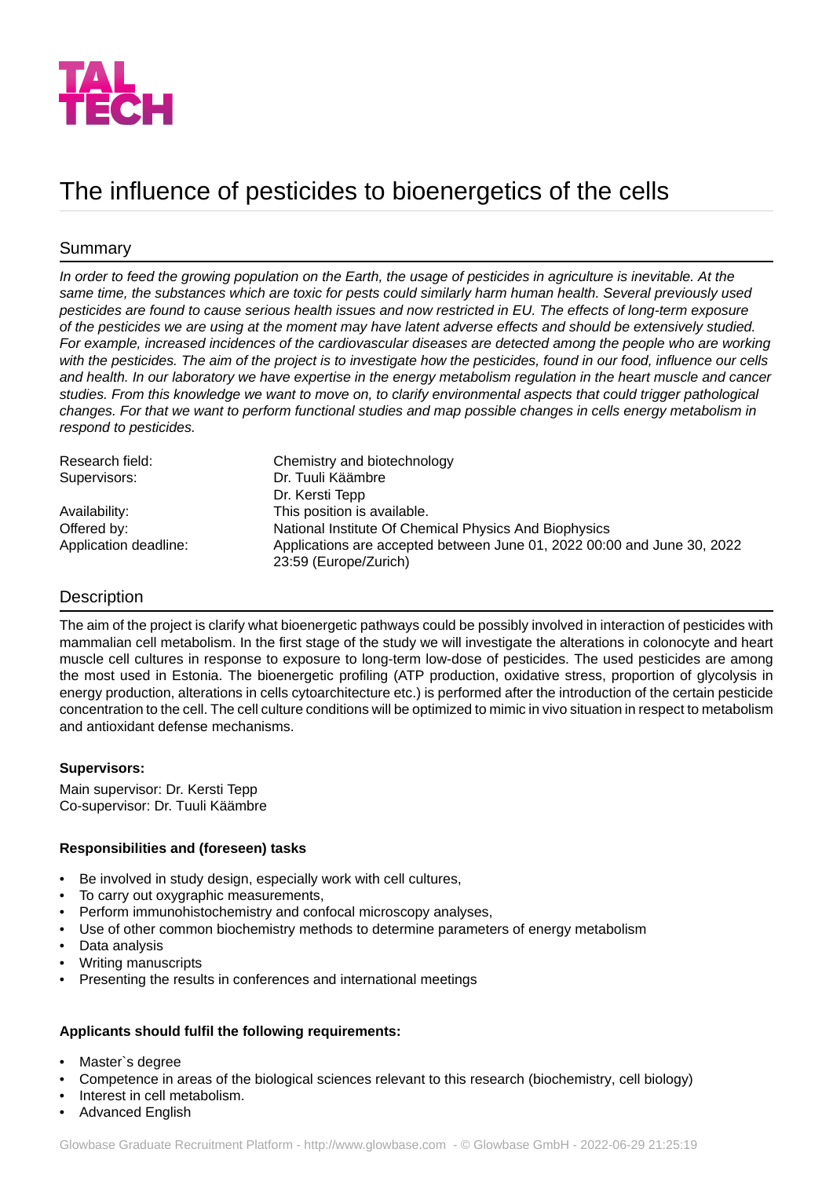TAL TECH

# The influence of pesticides to bioenergetics of the cells

## Summary

*In order to feed the growing population on the Earth, the usage of pesticides in agriculture is inevitable. At the same time, the substances which are toxic for pests could similarly harm human health. Several previously used pesticides are found to cause serious health issues and now restricted in EU. The effects of long-term exposure of the pesticides we are using at the moment may have latent adverse effects and should be extensively studied. For example, increased incidences of the cardiovascular diseases are detected among the people who are working with the pesticides. The aim of the project is to investigate how the pesticides, found in our food, influence our cells and health. In our laboratory we have expertise in the energy metabolism regulation in the heart muscle and cancer studies. From this knowledge we want to move on, to clarify environmental aspects that could trigger pathological changes. For that we want to perform functional studies and map possible changes in cells energy metabolism in respond to pesticides.*

| | |
|---|---|
| Research field: | Chemistry and biotechnology |
| Supervisors: | Dr. Tuuli Käämbre<br>Dr. Kersti Tepp |
| Availability: | This position is available. |
| Offered by: | National Institute Of Chemical Physics And Biophysics |
| Application deadline: | Applications are accepted between June 01, 2022 00:00 and June 30, 2022 23:59 (Europe/Zurich) |

## Description

The aim of the project is clarify what bioenergetic pathways could be possibly involved in interaction of pesticides with mammalian cell metabolism. In the first stage of the study we will investigate the alterations in colonocyte and heart muscle cell cultures in response to exposure to long-term low-dose of pesticides. The used pesticides are among the most used in Estonia. The bioenergetic profiling (ATP production, oxidative stress, proportion of glycolysis in energy production, alterations in cells cytoarchitecture etc.) is performed after the introduction of the certain pesticide concentration to the cell. The cell culture conditions will be optimized to mimic in vivo situation in respect to metabolism and antioxidant defense mechanisms.

**Supervisors:**

Main supervisor: Dr. Kersti Tepp
Co-supervisor: Dr. Tuuli Käämbre

**Responsibilities and (foreseen) tasks**

- Be involved in study design, especially work with cell cultures,
- To carry out oxygraphic measurements,
- Perform immunohistochemistry and confocal microscopy analyses,
- Use of other common biochemistry methods to determine parameters of energy metabolism
- Data analysis
- Writing manuscripts
- Presenting the results in conferences and international meetings

**Applicants should fulfil the following requirements:**

- Master`s degree
- Competence in areas of the biological sciences relevant to this research (biochemistry, cell biology)
- Interest in cell metabolism.
- Advanced English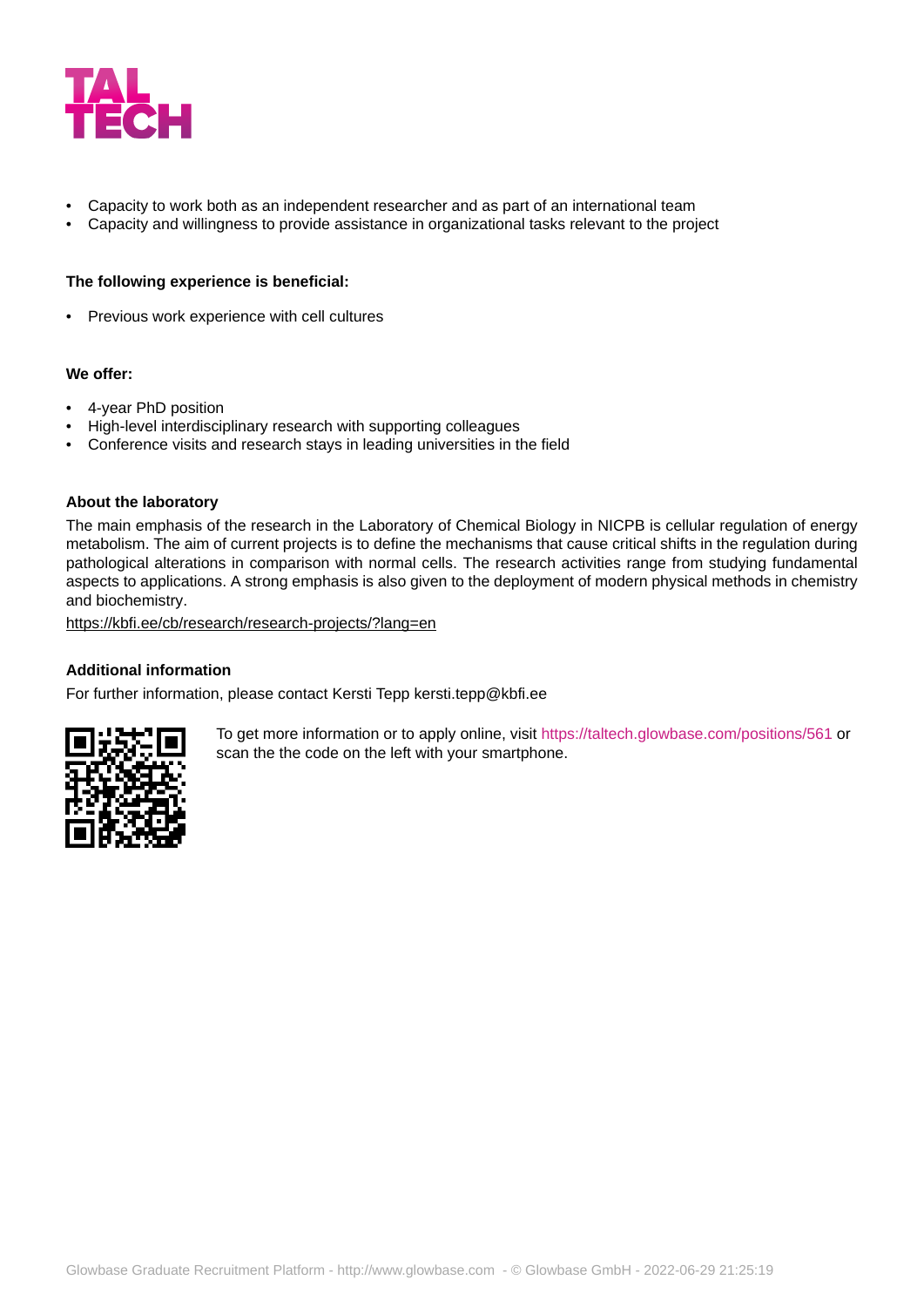- Capacity to work both as an independent researcher and as part of an international team
- Capacity and willingness to provide assistance in organizational tasks relevant to the project

**The following experience is beneficial:**

- Previous work experience with cell cultures

**We offer:**

- 4-year PhD position
- High-level interdisciplinary research with supporting colleagues
- Conference visits and research stays in leading universities in the field

**About the laboratory**

The main emphasis of the research in the Laboratory of Chemical Biology in NICPB is cellular regulation of energy metabolism. The aim of current projects is to define the mechanisms that cause critical shifts in the regulation during pathological alterations in comparison with normal cells. The research activities range from studying fundamental aspects to applications. A strong emphasis is also given to the deployment of modern physical methods in chemistry and biochemistry.

https://kbfi.ee/cb/research/research-projects/?lang=en

**Additional information**

For further information, please contact Kersti Tepp kersti.tepp@kbfi.ee

To get more information or to apply online, visit https://taltech.glowbase.com/positions/561 or scan the the code on the left with your smartphone.